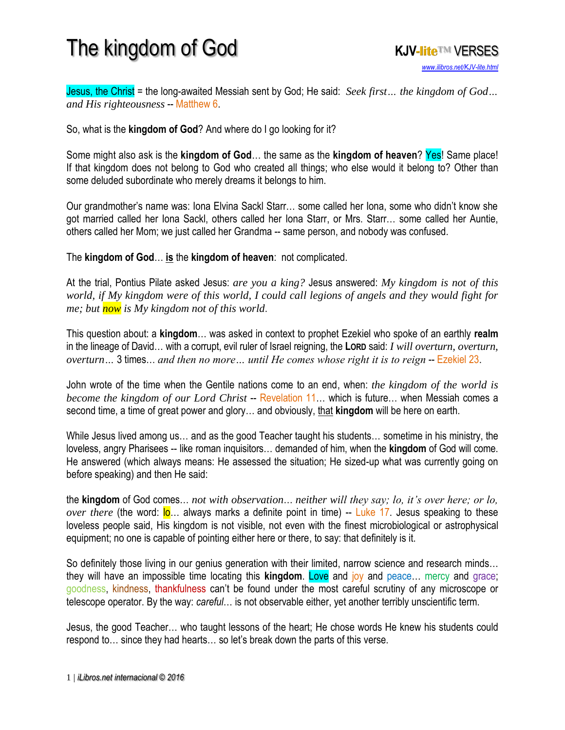# The kingdom of God

**KJV-lite™ VERSES**
www.ilibros.net/KJV-lite.html

Jesus, the Christ = the long-awaited Messiah sent by God; He said: *Seek first… the kingdom of God… and His righteousness* -- Matthew 6.

So, what is the **kingdom of God**? And where do I go looking for it?

Some might also ask is the **kingdom of God**… the same as the **kingdom of heaven**? Yes! Same place! If that kingdom does not belong to God who created all things; who else would it belong to? Other than some deluded subordinate who merely dreams it belongs to him.

Our grandmother's name was: Iona Elvina Sackl Starr… some called her Iona, some who didn't know she got married called her Iona Sackl, others called her Iona Starr, or Mrs. Starr… some called her Auntie, others called her Mom; we just called her Grandma -- same person, and nobody was confused.

The **kingdom of God**… **is** the **kingdom of heaven**: not complicated.

At the trial, Pontius Pilate asked Jesus: *are you a king?* Jesus answered: *My kingdom is not of this world, if My kingdom were of this world, I could call legions of angels and they would fight for me; but now is My kingdom not of this world.*

This question about: a **kingdom**… was asked in context to prophet Ezekiel who spoke of an earthly **realm** in the lineage of David… with a corrupt, evil ruler of Israel reigning, the LORD said: *I will overturn, overturn, overturn…* 3 times… *and then no more… until He comes whose right it is to reign* -- Ezekiel 23.

John wrote of the time when the Gentile nations come to an end, when: *the kingdom of the world is become the kingdom of our Lord Christ* -- Revelation 11… which is future… when Messiah comes a second time, a time of great power and glory… and obviously, that **kingdom** will be here on earth.

While Jesus lived among us… and as the good Teacher taught his students… sometime in his ministry, the loveless, angry Pharisees -- like roman inquisitors… demanded of him, when the **kingdom** of God will come. He answered (which always means: He assessed the situation; He sized-up what was currently going on before speaking) and then He said:

the **kingdom** of God comes… *not with observation… neither will they say; lo, it's over here; or lo, over there* (the word: lo… always marks a definite point in time) -- Luke 17. Jesus speaking to these loveless people said, His kingdom is not visible, not even with the finest microbiological or astrophysical equipment; no one is capable of pointing either here or there, to say: that definitely is it.

So definitely those living in our genius generation with their limited, narrow science and research minds… they will have an impossible time locating this **kingdom**. Love and joy and peace… mercy and grace; goodness, kindness, thankfulness can't be found under the most careful scrutiny of any microscope or telescope operator. By the way: *careful*… is not observable either, yet another terribly unscientific term.

Jesus, the good Teacher… who taught lessons of the heart; He chose words He knew his students could respond to… since they had hearts… so let's break down the parts of this verse.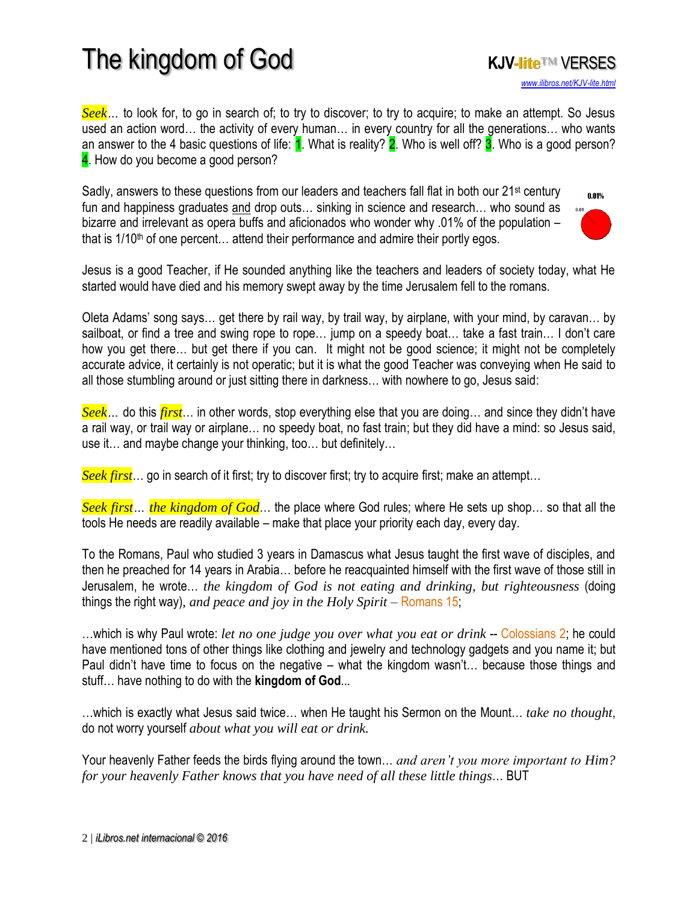# The kingdom of God

***Seek***… to look for, to go in search of; to try to discover; to try to acquire; to make an attempt. So Jesus used an action word… the activity of every human… in every country for all the generations… who wants an answer to the 4 basic questions of life: 1. What is reality? 2. Who is well off? 3. Who is a good person? 4. How do you become a good person?

Sadly, answers to these questions from our leaders and teachers fall flat in both our 21st century fun and happiness graduates and drop outs… sinking in science and research… who sound as bizarre and irrelevant as opera buffs and aficionados who wonder why .01% of the population – that is 1/10th of one percent… attend their performance and admire their portly egos.

Jesus is a good Teacher, if He sounded anything like the teachers and leaders of society today, what He started would have died and his memory swept away by the time Jerusalem fell to the romans.

Oleta Adams' song says… get there by rail way, by trail way, by airplane, with your mind, by caravan… by sailboat, or find a tree and swing rope to rope… jump on a speedy boat… take a fast train… I don't care how you get there… but get there if you can. It might not be good science; it might not be completely accurate advice, it certainly is not operatic; but it is what the good Teacher was conveying when He said to all those stumbling around or just sitting there in darkness… with nowhere to go, Jesus said:

***Seek***… do this ***first***… in other words, stop everything else that you are doing… and since they didn't have a rail way, or trail way or airplane… no speedy boat, no fast train; but they did have a mind: so Jesus said, use it… and maybe change your thinking, too… but definitely…

***Seek first***… go in search of it first; try to discover first; try to acquire first; make an attempt…

***Seek first***… ***the kingdom of God***… the place where God rules; where He sets up shop… so that all the tools He needs are readily available – make that place your priority each day, every day.

To the Romans, Paul who studied 3 years in Damascus what Jesus taught the first wave of disciples, and then he preached for 14 years in Arabia… before he reacquainted himself with the first wave of those still in Jerusalem, he wrote… *the kingdom of God is not eating and drinking, but righteousness* (doing things the right way), *and peace and joy in the Holy Spirit* – Romans 15;

…which is why Paul wrote: *let no one judge you over what you eat or drink* -- Colossians 2; he could have mentioned tons of other things like clothing and jewelry and technology gadgets and you name it; but Paul didn't have time to focus on the negative – what the kingdom wasn't… because those things and stuff… have nothing to do with the **kingdom of God**...

…which is exactly what Jesus said twice… when He taught his Sermon on the Mount… *take no thought*, do not worry yourself *about what you will eat or drink.*

Your heavenly Father feeds the birds flying around the town… *and aren't you more important to Him? for your heavenly Father knows that you have need of all these little things…* BUT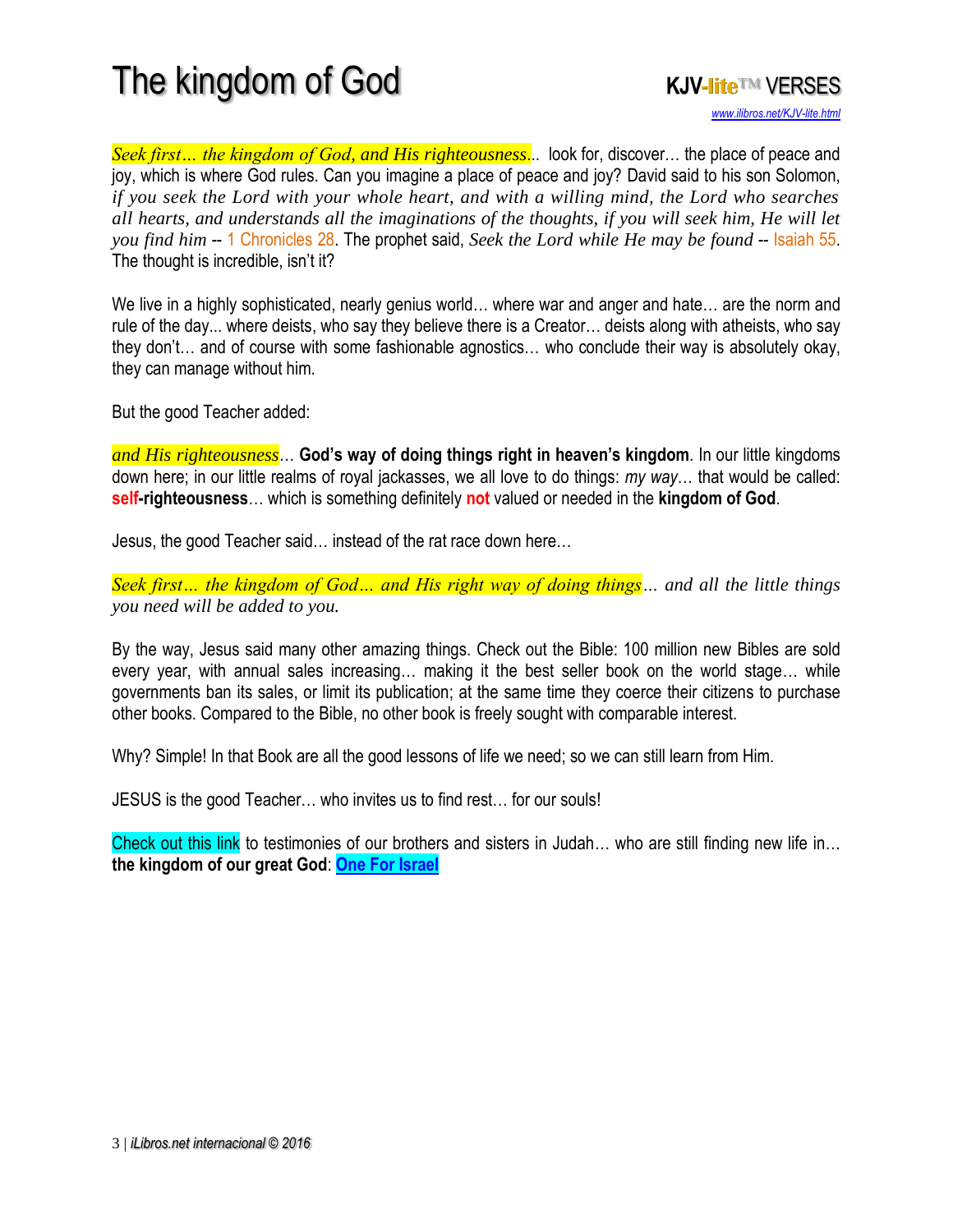# The kingdom of God

**KJV-lite™ VERSES**

www.ilibros.net/KJV-lite.html

*Seek first… the kingdom of God, and His righteousness*... look for, discover… the place of peace and joy, which is where God rules. Can you imagine a place of peace and joy? David said to his son Solomon, *if you seek the Lord with your whole heart, and with a willing mind, the Lord who searches all hearts, and understands all the imaginations of the thoughts, if you will seek him, He will let you find him* -- 1 Chronicles 28. The prophet said, *Seek the Lord while He may be found* -- Isaiah 55. The thought is incredible, isn't it?

We live in a highly sophisticated, nearly genius world… where war and anger and hate… are the norm and rule of the day... where deists, who say they believe there is a Creator… deists along with atheists, who say they don't… and of course with some fashionable agnostics… who conclude their way is absolutely okay, they can manage without him.

But the good Teacher added:

*and His righteousness*… **God's way of doing things right in heaven's kingdom**. In our little kingdoms down here; in our little realms of royal jackasses, we all love to do things: *my way*… that would be called: **self-righteousness**… which is something definitely **not** valued or needed in the **kingdom of God**.

Jesus, the good Teacher said… instead of the rat race down here…

*Seek first… the kingdom of God… and His right way of doing things… and all the little things you need will be added to you.*

By the way, Jesus said many other amazing things. Check out the Bible: 100 million new Bibles are sold every year, with annual sales increasing… making it the best seller book on the world stage… while governments ban its sales, or limit its publication; at the same time they coerce their citizens to purchase other books. Compared to the Bible, no other book is freely sought with comparable interest.

Why? Simple! In that Book are all the good lessons of life we need; so we can still learn from Him.

JESUS is the good Teacher… who invites us to find rest… for our souls!

Check out this link to testimonies of our brothers and sisters in Judah… who are still finding new life in… **the kingdom of our great God**: **One For Israel**